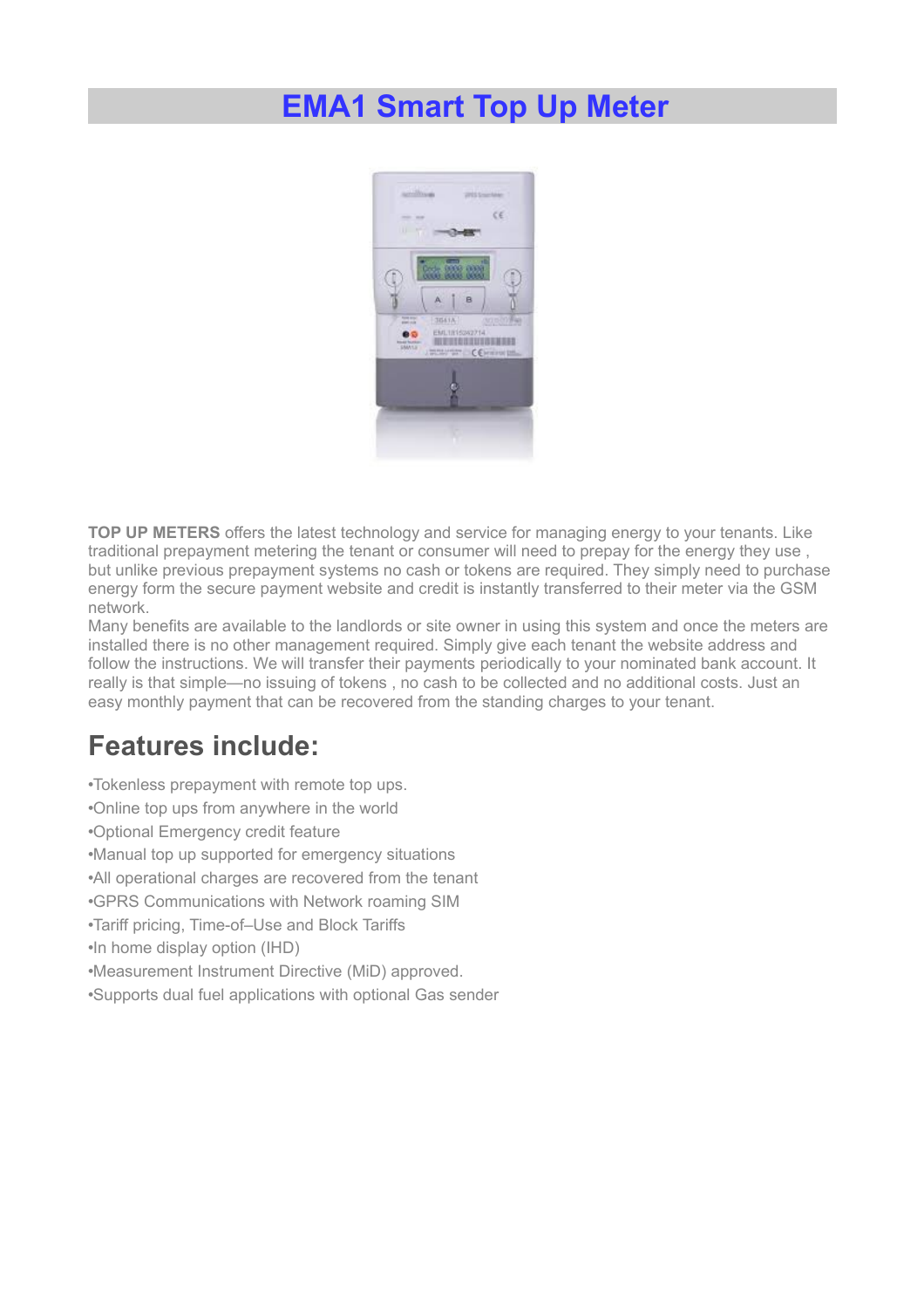# EMA1 Smart Top Up Meter

**TOP UP METERS** offers the latest technology and service for managing energy to your tenants. Like traditional prepayment metering the tenant or consumer will need to prepay for the energy they use , but unlike previous prepayment systems no cash or tokens are required. They simply need to purchase energy form the secure payment website and credit is instantly transferred to their meter via the GSM network.
Many benefits are available to the landlords or site owner in using this system and once the meters are installed there is no other management required. Simply give each tenant the website address and follow the instructions. We will transfer their payments periodically to your nominated bank account. It really is that simple—no issuing of tokens , no cash to be collected and no additional costs. Just an easy monthly payment that can be recovered from the standing charges to your tenant.

## Features include:

•Tokenless prepayment with remote top ups.
•Online top ups from anywhere in the world
•Optional Emergency credit feature
•Manual top up supported for emergency situations
•All operational charges are recovered from the tenant
•GPRS Communications with Network roaming SIM
•Tariff pricing, Time-of–Use and Block Tariffs
•In home display option (IHD)
•Measurement Instrument Directive (MiD) approved.
•Supports dual fuel applications with optional Gas sender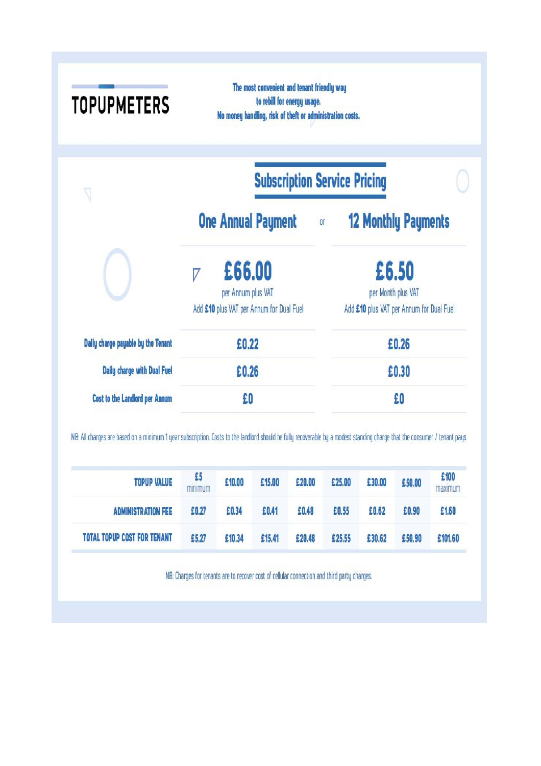# TOPUPMETERS

**The most convenient and tenant friendly way to rebill for energy usage.**
**No money handling, risk of theft or administration costs.**

## Subscription Service Pricing

| | One Annual Payment | 12 Monthly Payments |
|---|---|---|
| | **£66.00** per Annum plus VAT<br>Add **£10** plus VAT per Annum for Dual Fuel | **£6.50** per Month plus VAT<br>Add **£10** plus VAT per Annum for Dual Fuel |
| **Daily charge payable by the Tenant** | £0.22 | £0.26 |
| **Daily charge with Dual Fuel** | £0.26 | £0.30 |
| **Cost to the Landlord per Annum** | £0 | £0 |

NB: All charges are based on a minimum 1 year subscription. Costs to the landlord should be fully recoverable by a modest standing charge that the consumer / tenant pays

| TOPUP VALUE | £5 minimum | £10.00 | £15.00 | £20.00 | £25.00 | £30.00 | £50.00 | £100 maximum |
|---|---|---|---|---|---|---|---|---|
| **ADMINISTRATION FEE** | £0.27 | £0.34 | £0.41 | £0.48 | £0.55 | £0.62 | £0.90 | £1.60 |
| **TOTAL TOPUP COST FOR TENANT** | £5.27 | £10.34 | £15.41 | £20.48 | £25.55 | £30.62 | £50.90 | £101.60 |

NB: Charges for tenants are to recover cost of cellular connection and third party charges.